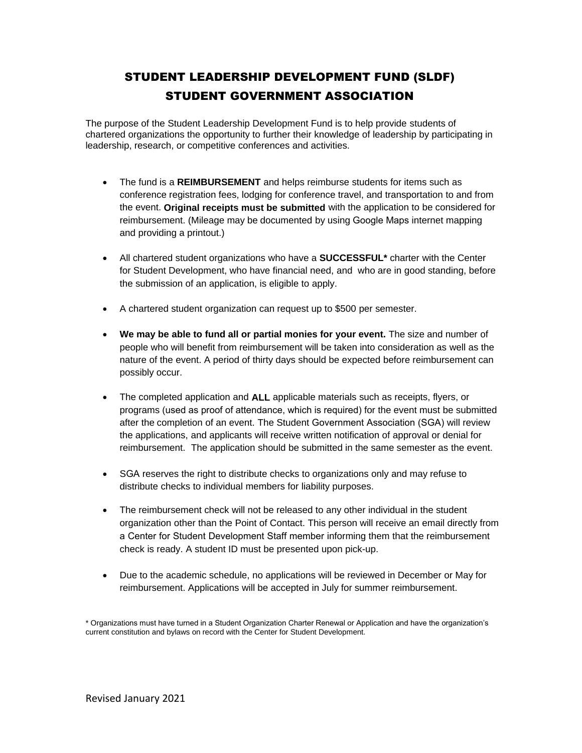# STUDENT LEADERSHIP DEVELOPMENT FUND (SLDF)
# STUDENT GOVERNMENT ASSOCIATION

The purpose of the Student Leadership Development Fund is to help provide students of chartered organizations the opportunity to further their knowledge of leadership by participating in leadership, research, or competitive conferences and activities.

- The fund is a **REIMBURSEMENT** and helps reimburse students for items such as conference registration fees, lodging for conference travel, and transportation to and from the event. **Original receipts must be submitted** with the application to be considered for reimbursement. (Mileage may be documented by using Google Maps internet mapping and providing a printout.)

- All chartered student organizations who have a **SUCCESSFUL*** charter with the Center for Student Development, who have financial need, and who are in good standing, before the submission of an application, is eligible to apply.

- A chartered student organization can request up to $500 per semester.

- **We may be able to fund all or partial monies for your event.** The size and number of people who will benefit from reimbursement will be taken into consideration as well as the nature of the event. A period of thirty days should be expected before reimbursement can possibly occur.

- The completed application and **ALL** applicable materials such as receipts, flyers, or programs (used as proof of attendance, which is required) for the event must be submitted after the completion of an event. The Student Government Association (SGA) will review the applications, and applicants will receive written notification of approval or denial for reimbursement. The application should be submitted in the same semester as the event.

- SGA reserves the right to distribute checks to organizations only and may refuse to distribute checks to individual members for liability purposes.

- The reimbursement check will not be released to any other individual in the student organization other than the Point of Contact. This person will receive an email directly from a Center for Student Development Staff member informing them that the reimbursement check is ready. A student ID must be presented upon pick-up.

- Due to the academic schedule, no applications will be reviewed in December or May for reimbursement. Applications will be accepted in July for summer reimbursement.

\* Organizations must have turned in a Student Organization Charter Renewal or Application and have the organization's current constitution and bylaws on record with the Center for Student Development.

Revised January 2021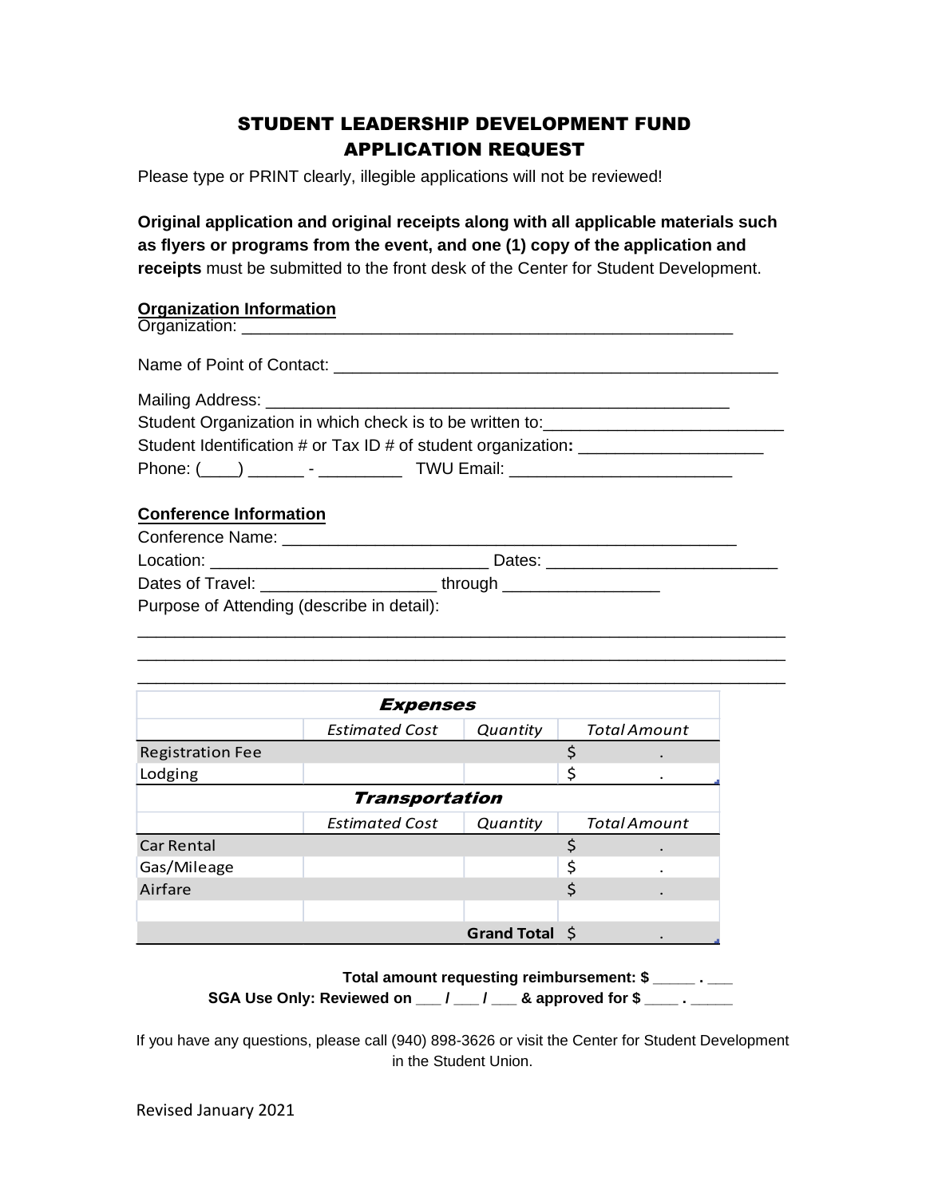# STUDENT LEADERSHIP DEVELOPMENT FUND
# APPLICATION REQUEST

Please type or PRINT clearly, illegible applications will not be reviewed!

**Original application and original receipts along with all applicable materials such as flyers or programs from the event, and one (1) copy of the application and receipts** must be submitted to the front desk of the Center for Student Development.

**Organization Information**

Organization: ______________________________________________________

Name of Point of Contact: _________________________________________________

Mailing Address: ____________________________________________________

Student Organization in which check is to be written to:__________________________

Student Identification # or Tax ID # of student organization**:** ____________________

Phone: (____) ______ - _________ TWU Email: ________________________

**Conference Information**

Conference Name: _________________________________________________

Location: ______________________________ Dates: _________________________

Dates of Travel: ___________________ through _________________

Purpose of Attending (describe in detail):

______________________________________________________________________

______________________________________________________________________

______________________________________________________________________

| ***Expenses*** | | | |
|---|---|---|---|
| | *Estimated Cost* | *Quantity* | *Total Amount* |
| Registration Fee | | | $ . |
| Lodging | | | $ . |
| ***Transportation*** | | | |
| | *Estimated Cost* | *Quantity* | *Total Amount* |
| Car Rental | | | $ . |
| Gas/Mileage | | | $ . |
| Airfare | | | $ . |
| | | | |
| | | **Grand Total** | $ . |

**Total amount requesting reimbursement: $ _____ . ___**

**SGA Use Only: Reviewed on ___ / ___ / ___ & approved for $ ____ . _____**

If you have any questions, please call (940) 898-3626 or visit the Center for Student Development in the Student Union.

Revised January 2021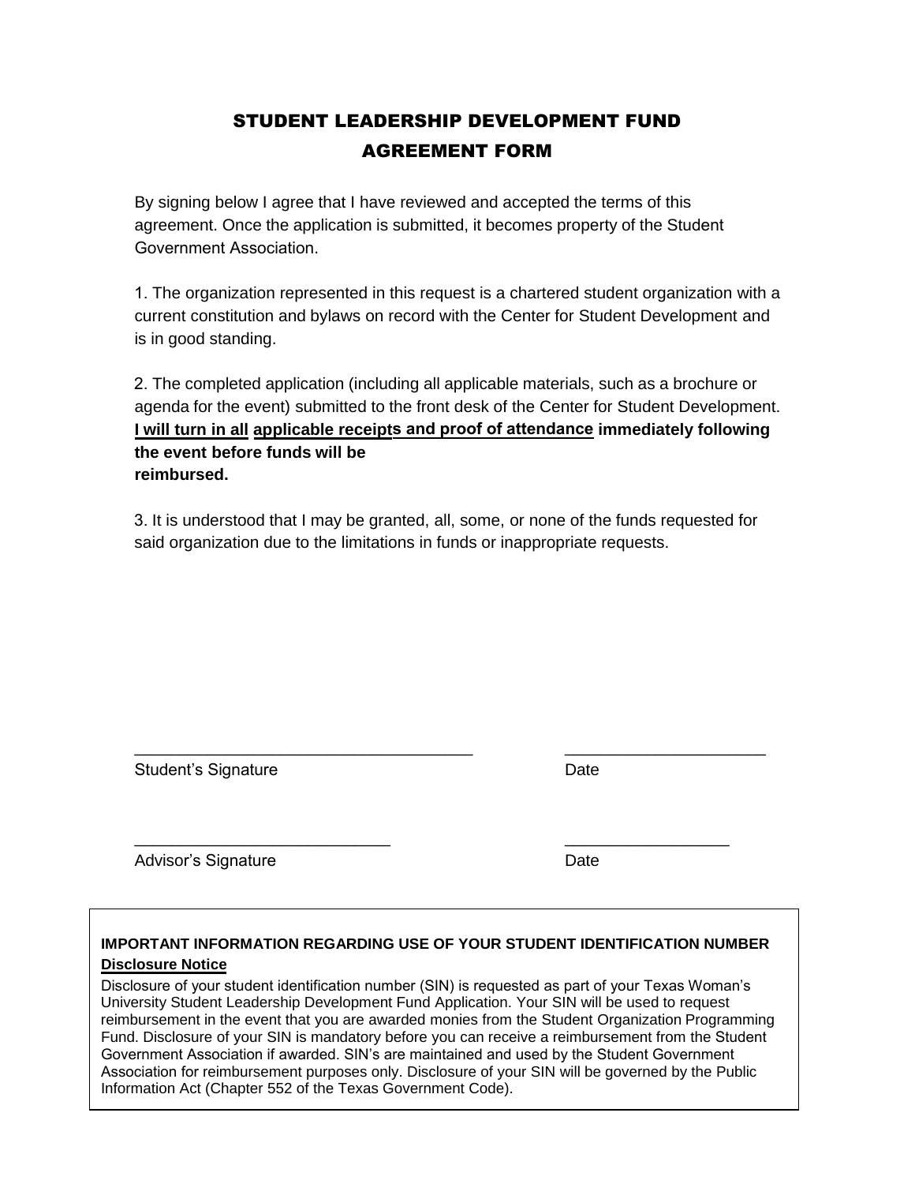# STUDENT LEADERSHIP DEVELOPMENT FUND AGREEMENT FORM

By signing below I agree that I have reviewed and accepted the terms of this agreement. Once the application is submitted, it becomes property of the Student Government Association.

1. The organization represented in this request is a chartered student organization with a current constitution and bylaws on record with the Center for Student Development and is in good standing.

2. The completed application (including all applicable materials, such as a brochure or agenda for the event) submitted to the front desk of the Center for Student Development. **I will turn in all applicable receipts and proof of attendance immediately following the event before funds will be reimbursed.**

3. It is understood that I may be granted, all, some, or none of the funds requested for said organization due to the limitations in funds or inappropriate requests.

_____________________________________ ______________________

Student's Signature Date

____________________________ __________________

Advisor's Signature Date

**IMPORTANT INFORMATION REGARDING USE OF YOUR STUDENT IDENTIFICATION NUMBER**

**Disclosure Notice**

Disclosure of your student identification number (SIN) is requested as part of your Texas Woman's University Student Leadership Development Fund Application. Your SIN will be used to request reimbursement in the event that you are awarded monies from the Student Organization Programming Fund. Disclosure of your SIN is mandatory before you can receive a reimbursement from the Student Government Association if awarded. SIN's are maintained and used by the Student Government Association for reimbursement purposes only. Disclosure of your SIN will be governed by the Public Information Act (Chapter 552 of the Texas Government Code).